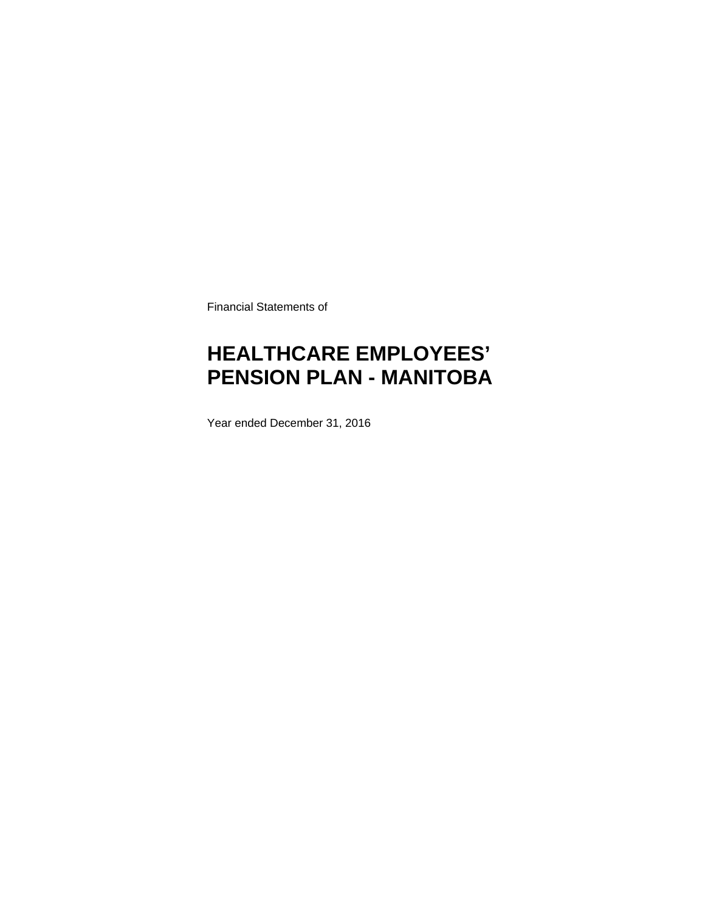Financial Statements of

# HEALTHCARE EMPLOYEES' PENSION PLAN - MANITOBA

Year ended December 31, 2016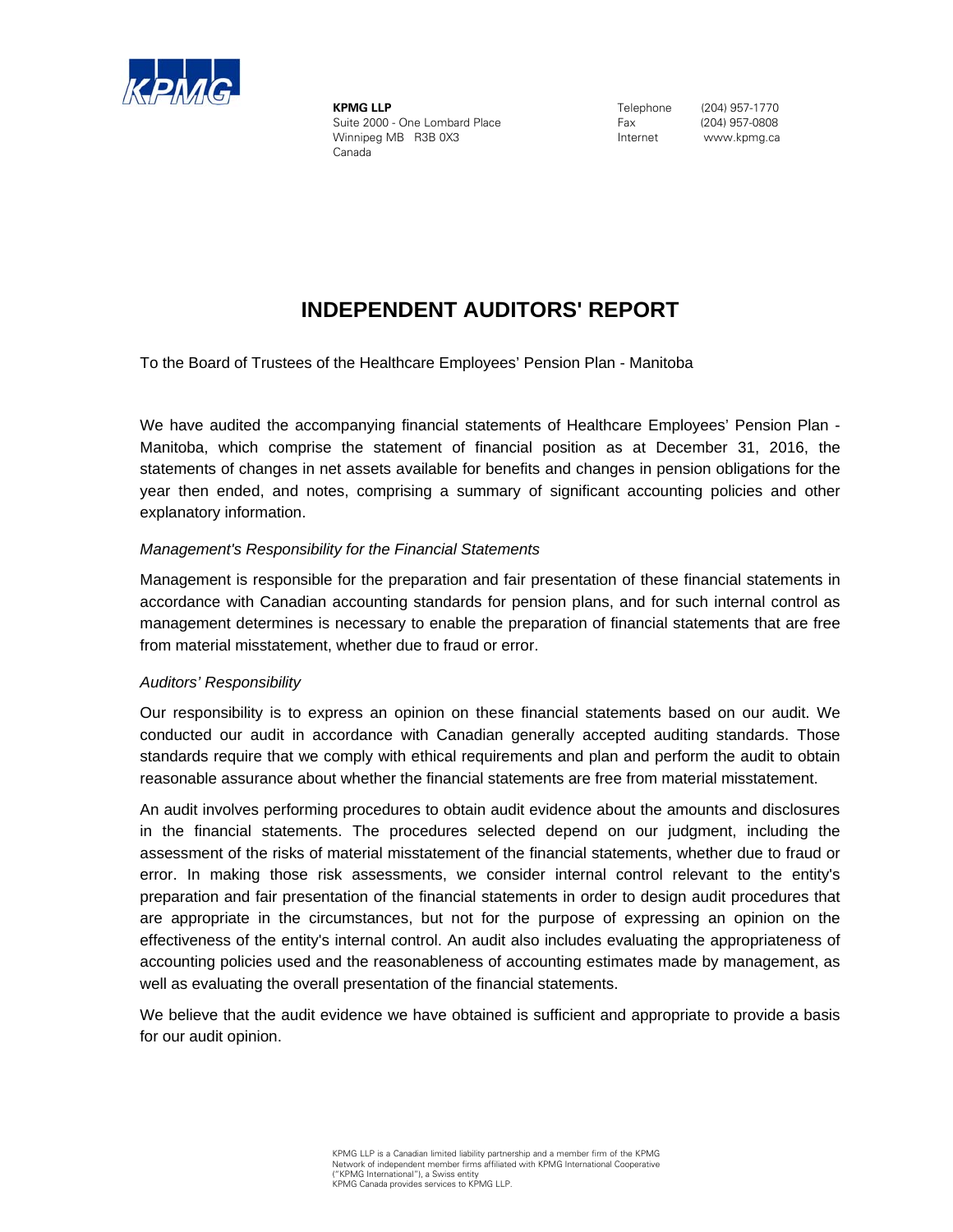**KPMG LLP**
Suite 2000 - One Lombard Place
Winnipeg MB R3B 0X3
Canada

Telephone (204) 957-1770
Fax (204) 957-0808
Internet www.kpmg.ca

# INDEPENDENT AUDITORS' REPORT

To the Board of Trustees of the Healthcare Employees' Pension Plan - Manitoba

We have audited the accompanying financial statements of Healthcare Employees' Pension Plan - Manitoba, which comprise the statement of financial position as at December 31, 2016, the statements of changes in net assets available for benefits and changes in pension obligations for the year then ended, and notes, comprising a summary of significant accounting policies and other explanatory information.

*Management's Responsibility for the Financial Statements*

Management is responsible for the preparation and fair presentation of these financial statements in accordance with Canadian accounting standards for pension plans, and for such internal control as management determines is necessary to enable the preparation of financial statements that are free from material misstatement, whether due to fraud or error.

*Auditors' Responsibility*

Our responsibility is to express an opinion on these financial statements based on our audit. We conducted our audit in accordance with Canadian generally accepted auditing standards. Those standards require that we comply with ethical requirements and plan and perform the audit to obtain reasonable assurance about whether the financial statements are free from material misstatement.

An audit involves performing procedures to obtain audit evidence about the amounts and disclosures in the financial statements. The procedures selected depend on our judgment, including the assessment of the risks of material misstatement of the financial statements, whether due to fraud or error. In making those risk assessments, we consider internal control relevant to the entity's preparation and fair presentation of the financial statements in order to design audit procedures that are appropriate in the circumstances, but not for the purpose of expressing an opinion on the effectiveness of the entity's internal control. An audit also includes evaluating the appropriateness of accounting policies used and the reasonableness of accounting estimates made by management, as well as evaluating the overall presentation of the financial statements.

We believe that the audit evidence we have obtained is sufficient and appropriate to provide a basis for our audit opinion.

KPMG LLP is a Canadian limited liability partnership and a member firm of the KPMG Network of independent member firms affiliated with KPMG International Cooperative ("KPMG International"), a Swiss entity
KPMG Canada provides services to KPMG LLP.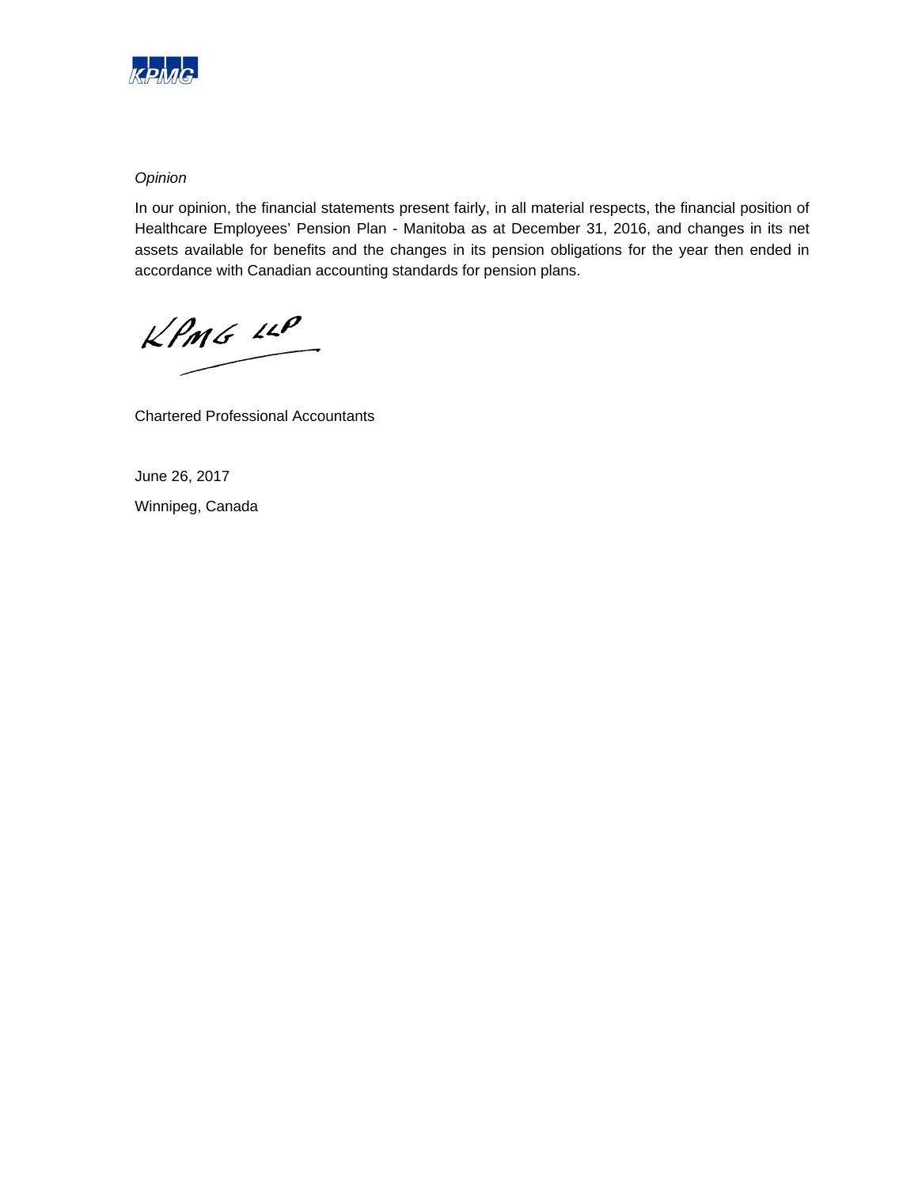*Opinion*

In our opinion, the financial statements present fairly, in all material respects, the financial position of Healthcare Employees' Pension Plan - Manitoba as at December 31, 2016, and changes in its net assets available for benefits and the changes in its pension obligations for the year then ended in accordance with Canadian accounting standards for pension plans.

KPMG LLP

Chartered Professional Accountants

June 26, 2017

Winnipeg, Canada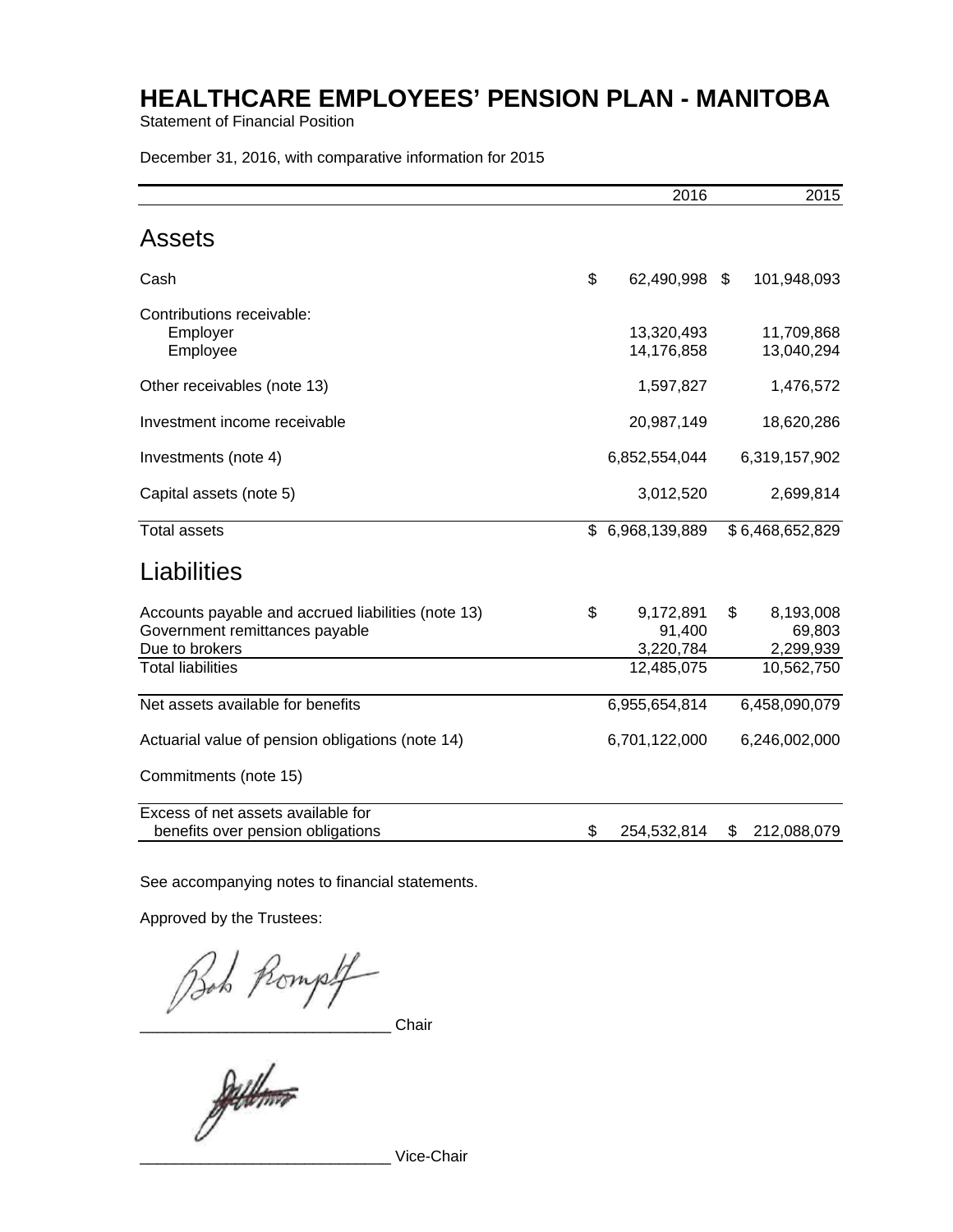# HEALTHCARE EMPLOYEES' PENSION PLAN - MANITOBA

Statement of Financial Position

December 31, 2016, with comparative information for 2015

| | 2016 | 2015 |
|---|---|---|
| **Assets** | | |
| Cash | $ 62,490,998 | $ 101,948,093 |
| Contributions receivable: | | |
| Employer | 13,320,493 | 11,709,868 |
| Employee | 14,176,858 | 13,040,294 |
| Other receivables (note 13) | 1,597,827 | 1,476,572 |
| Investment income receivable | 20,987,149 | 18,620,286 |
| Investments (note 4) | 6,852,554,044 | 6,319,157,902 |
| Capital assets (note 5) | 3,012,520 | 2,699,814 |
| Total assets | $ 6,968,139,889 | $ 6,468,652,829 |
| **Liabilities** | | |
| Accounts payable and accrued liabilities (note 13) | $ 9,172,891 | $ 8,193,008 |
| Government remittances payable | 91,400 | 69,803 |
| Due to brokers | 3,220,784 | 2,299,939 |
| Total liabilities | 12,485,075 | 10,562,750 |
| Net assets available for benefits | 6,955,654,814 | 6,458,090,079 |
| Actuarial value of pension obligations (note 14) | 6,701,122,000 | 6,246,002,000 |
| Commitments (note 15) | | |
| Excess of net assets available for benefits over pension obligations | $ 254,532,814 | $ 212,088,079 |

See accompanying notes to financial statements.

Approved by the Trustees:

_____________________________ Chair

_____________________________ Vice-Chair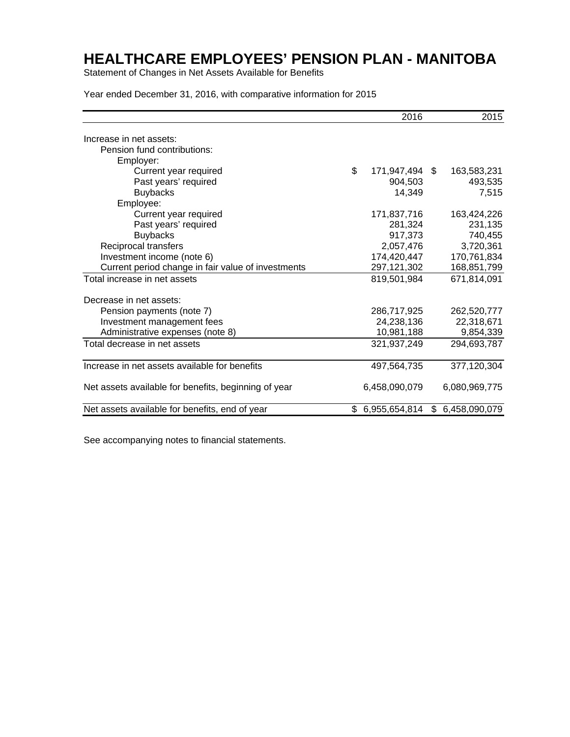# HEALTHCARE EMPLOYEES' PENSION PLAN - MANITOBA

Statement of Changes in Net Assets Available for Benefits

Year ended December 31, 2016, with comparative information for 2015

| | 2016 | 2015 |
|---|---|---|
| Increase in net assets: | | |
| Pension fund contributions: | | |
| Employer: | | |
| Current year required | $ 171,947,494 | $ 163,583,231 |
| Past years' required | 904,503 | 493,535 |
| Buybacks | 14,349 | 7,515 |
| Employee: | | |
| Current year required | 171,837,716 | 163,424,226 |
| Past years' required | 281,324 | 231,135 |
| Buybacks | 917,373 | 740,455 |
| Reciprocal transfers | 2,057,476 | 3,720,361 |
| Investment income (note 6) | 174,420,447 | 170,761,834 |
| Current period change in fair value of investments | 297,121,302 | 168,851,799 |
| Total increase in net assets | 819,501,984 | 671,814,091 |
| Decrease in net assets: | | |
| Pension payments (note 7) | 286,717,925 | 262,520,777 |
| Investment management fees | 24,238,136 | 22,318,671 |
| Administrative expenses (note 8) | 10,981,188 | 9,854,339 |
| Total decrease in net assets | 321,937,249 | 294,693,787 |
| Increase in net assets available for benefits | 497,564,735 | 377,120,304 |
| Net assets available for benefits, beginning of year | 6,458,090,079 | 6,080,969,775 |
| Net assets available for benefits, end of year | $ 6,955,654,814 | $ 6,458,090,079 |

See accompanying notes to financial statements.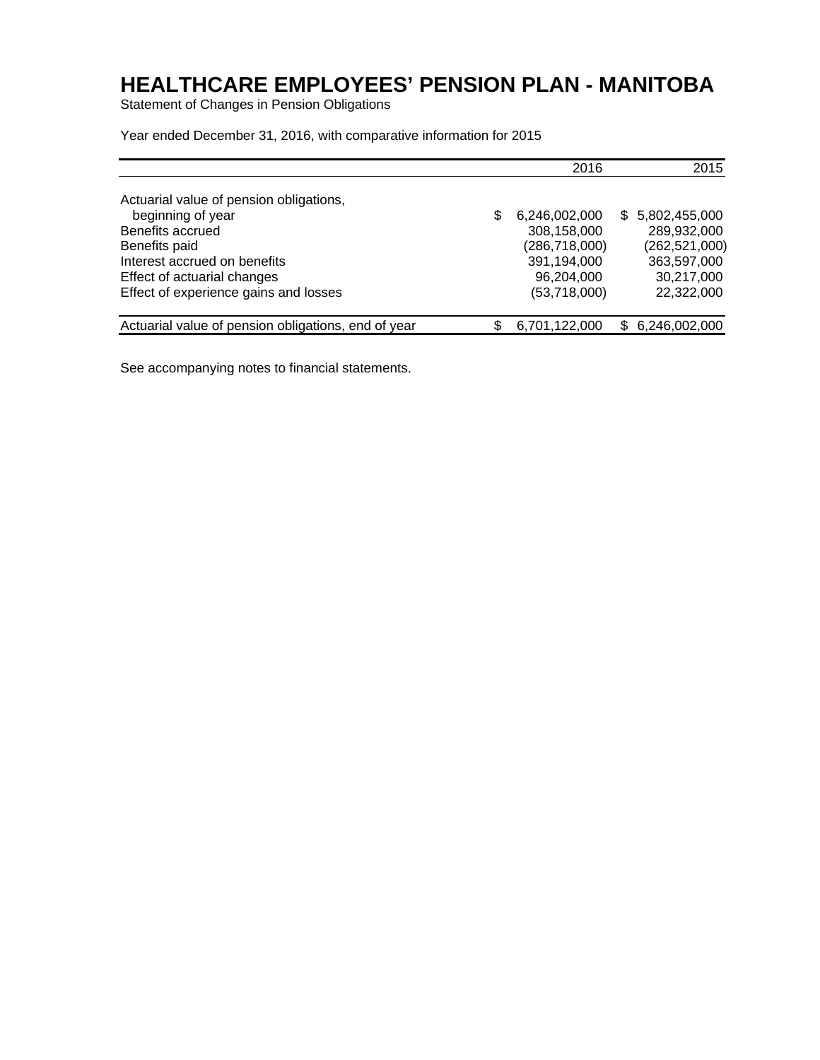# HEALTHCARE EMPLOYEES' PENSION PLAN - MANITOBA

Statement of Changes in Pension Obligations

Year ended December 31, 2016, with comparative information for 2015

| | 2016 | 2015 |
|---|---|---|
| Actuarial value of pension obligations, beginning of year | $ 6,246,002,000 | $ 5,802,455,000 |
| Benefits accrued | 308,158,000 | 289,932,000 |
| Benefits paid | (286,718,000) | (262,521,000) |
| Interest accrued on benefits | 391,194,000 | 363,597,000 |
| Effect of actuarial changes | 96,204,000 | 30,217,000 |
| Effect of experience gains and losses | (53,718,000) | 22,322,000 |
| Actuarial value of pension obligations, end of year | $ 6,701,122,000 | $ 6,246,002,000 |

See accompanying notes to financial statements.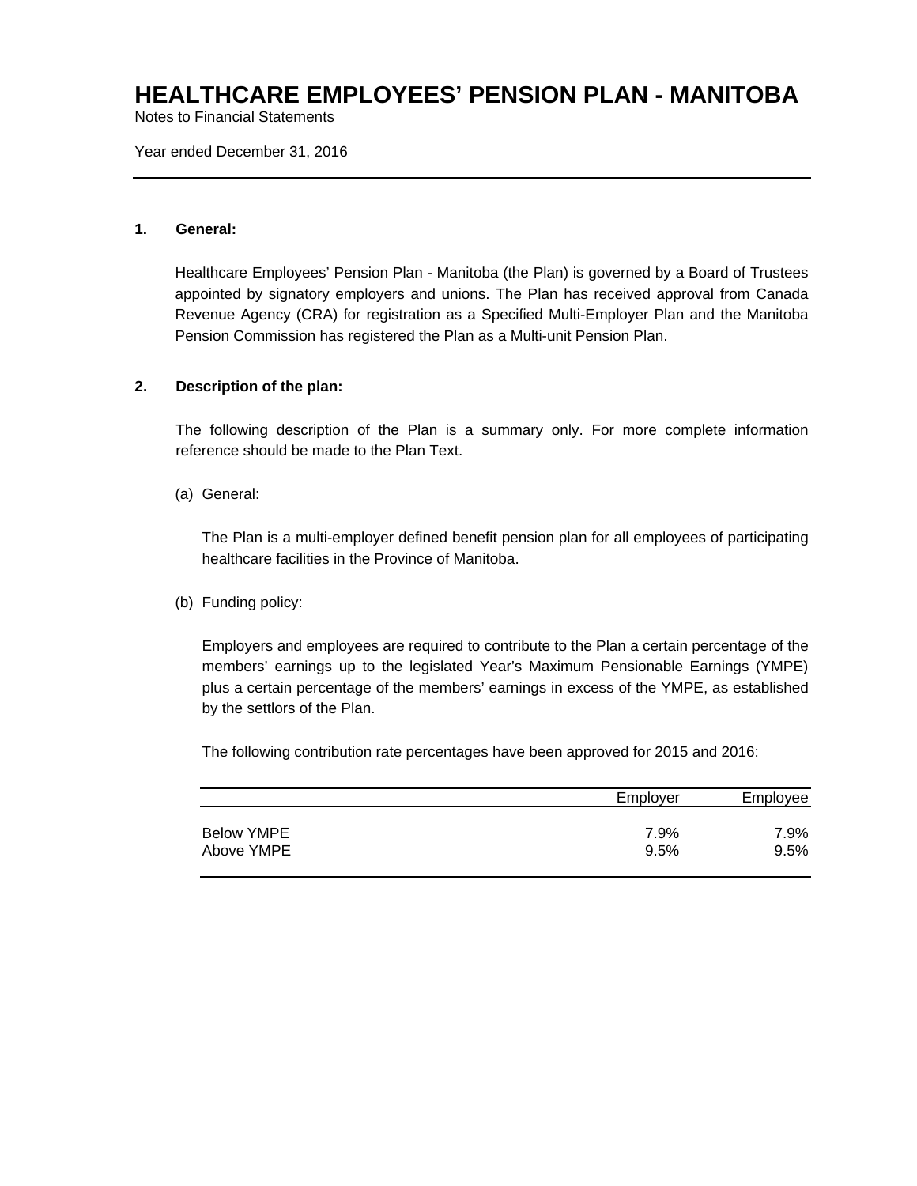# HEALTHCARE EMPLOYEES' PENSION PLAN - MANITOBA

Notes to Financial Statements

Year ended December 31, 2016

**1. General:**

Healthcare Employees' Pension Plan - Manitoba (the Plan) is governed by a Board of Trustees appointed by signatory employers and unions. The Plan has received approval from Canada Revenue Agency (CRA) for registration as a Specified Multi-Employer Plan and the Manitoba Pension Commission has registered the Plan as a Multi-unit Pension Plan.

**2. Description of the plan:**

The following description of the Plan is a summary only. For more complete information reference should be made to the Plan Text.

(a) General:

The Plan is a multi-employer defined benefit pension plan for all employees of participating healthcare facilities in the Province of Manitoba.

(b) Funding policy:

Employers and employees are required to contribute to the Plan a certain percentage of the members' earnings up to the legislated Year's Maximum Pensionable Earnings (YMPE) plus a certain percentage of the members' earnings in excess of the YMPE, as established by the settlors of the Plan.

The following contribution rate percentages have been approved for 2015 and 2016:

| | Employer | Employee |
|---|---|---|
| Below YMPE | 7.9% | 7.9% |
| Above YMPE | 9.5% | 9.5% |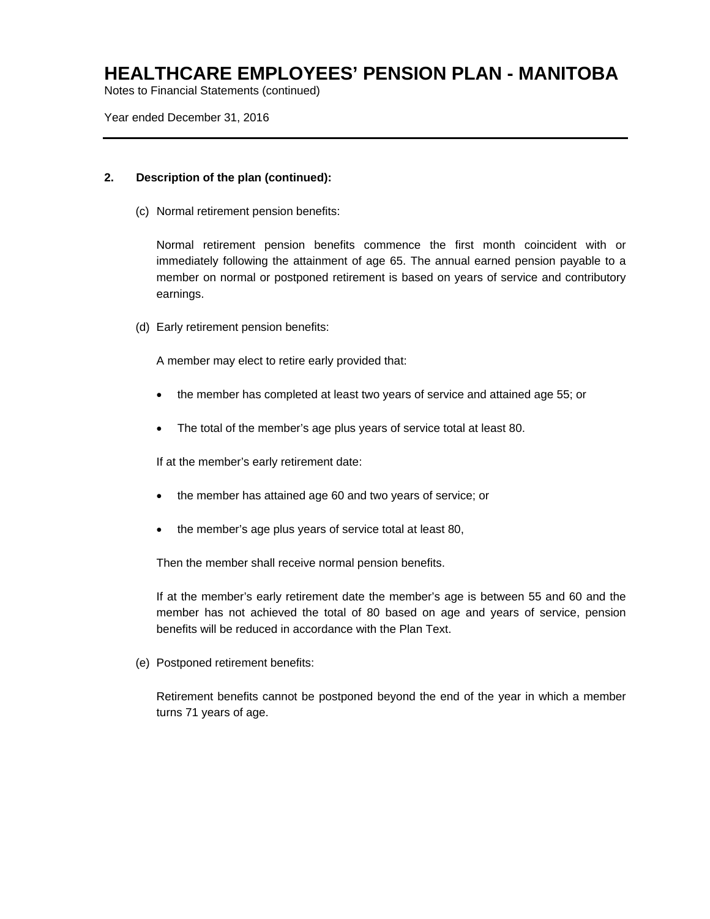## 2. Description of the plan (continued):

(c) Normal retirement pension benefits:

Normal retirement pension benefits commence the first month coincident with or immediately following the attainment of age 65. The annual earned pension payable to a member on normal or postponed retirement is based on years of service and contributory earnings.

(d) Early retirement pension benefits:

A member may elect to retire early provided that:

- the member has completed at least two years of service and attained age 55; or
- The total of the member's age plus years of service total at least 80.

If at the member's early retirement date:

- the member has attained age 60 and two years of service; or
- the member's age plus years of service total at least 80,

Then the member shall receive normal pension benefits.

If at the member's early retirement date the member's age is between 55 and 60 and the member has not achieved the total of 80 based on age and years of service, pension benefits will be reduced in accordance with the Plan Text.

(e) Postponed retirement benefits:

Retirement benefits cannot be postponed beyond the end of the year in which a member turns 71 years of age.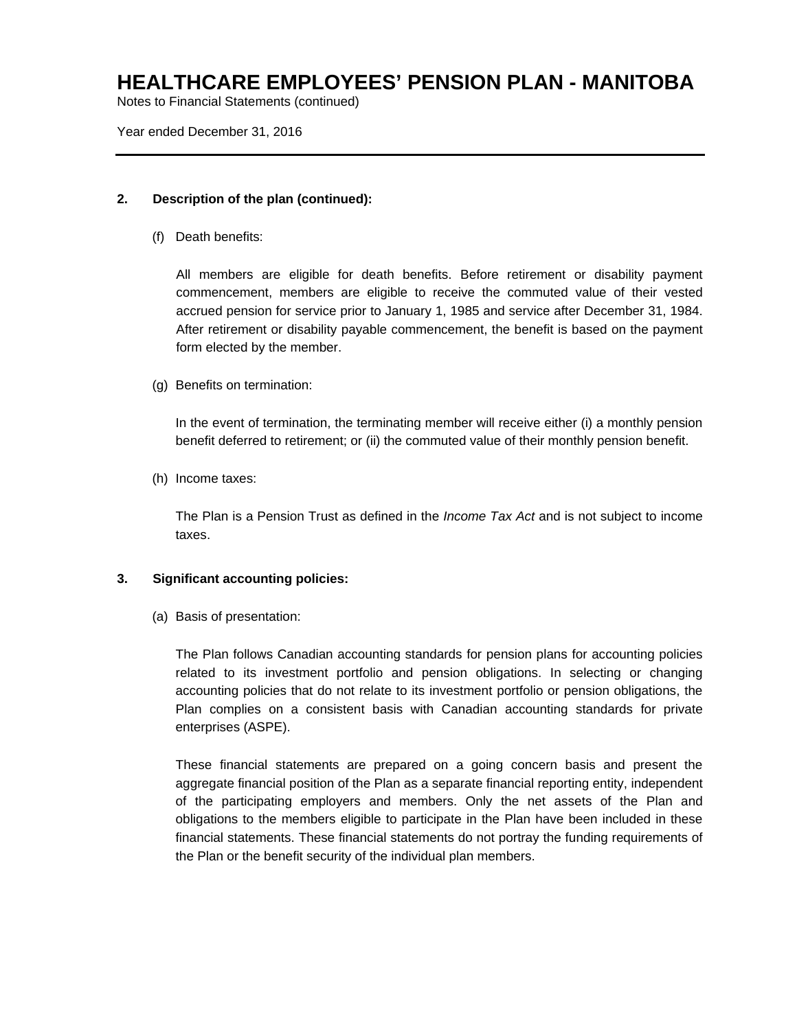## 2. Description of the plan (continued):

(f) Death benefits:

All members are eligible for death benefits. Before retirement or disability payment commencement, members are eligible to receive the commuted value of their vested accrued pension for service prior to January 1, 1985 and service after December 31, 1984. After retirement or disability payable commencement, the benefit is based on the payment form elected by the member.

(g) Benefits on termination:

In the event of termination, the terminating member will receive either (i) a monthly pension benefit deferred to retirement; or (ii) the commuted value of their monthly pension benefit.

(h) Income taxes:

The Plan is a Pension Trust as defined in the *Income Tax Act* and is not subject to income taxes.

## 3. Significant accounting policies:

(a) Basis of presentation:

The Plan follows Canadian accounting standards for pension plans for accounting policies related to its investment portfolio and pension obligations. In selecting or changing accounting policies that do not relate to its investment portfolio or pension obligations, the Plan complies on a consistent basis with Canadian accounting standards for private enterprises (ASPE).

These financial statements are prepared on a going concern basis and present the aggregate financial position of the Plan as a separate financial reporting entity, independent of the participating employers and members. Only the net assets of the Plan and obligations to the members eligible to participate in the Plan have been included in these financial statements. These financial statements do not portray the funding requirements of the Plan or the benefit security of the individual plan members.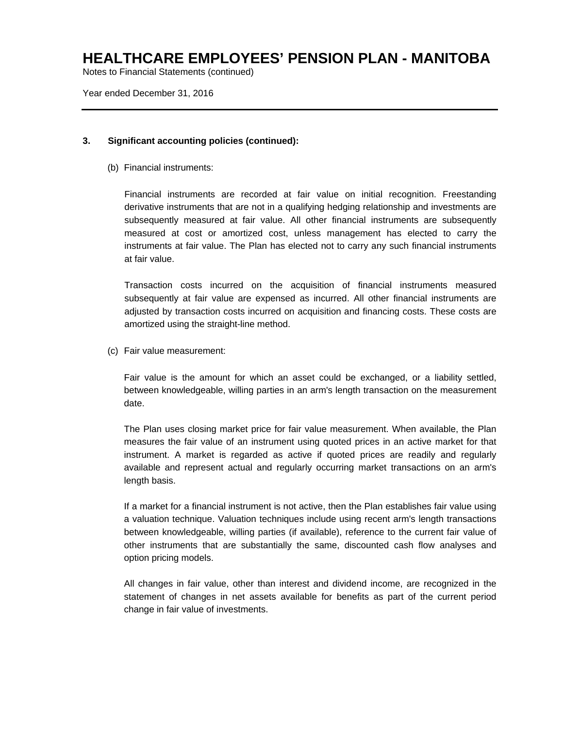## 3. Significant accounting policies (continued):

(b) Financial instruments:

Financial instruments are recorded at fair value on initial recognition. Freestanding derivative instruments that are not in a qualifying hedging relationship and investments are subsequently measured at fair value. All other financial instruments are subsequently measured at cost or amortized cost, unless management has elected to carry the instruments at fair value. The Plan has elected not to carry any such financial instruments at fair value.

Transaction costs incurred on the acquisition of financial instruments measured subsequently at fair value are expensed as incurred. All other financial instruments are adjusted by transaction costs incurred on acquisition and financing costs. These costs are amortized using the straight-line method.

(c) Fair value measurement:

Fair value is the amount for which an asset could be exchanged, or a liability settled, between knowledgeable, willing parties in an arm's length transaction on the measurement date.

The Plan uses closing market price for fair value measurement. When available, the Plan measures the fair value of an instrument using quoted prices in an active market for that instrument. A market is regarded as active if quoted prices are readily and regularly available and represent actual and regularly occurring market transactions on an arm's length basis.

If a market for a financial instrument is not active, then the Plan establishes fair value using a valuation technique. Valuation techniques include using recent arm's length transactions between knowledgeable, willing parties (if available), reference to the current fair value of other instruments that are substantially the same, discounted cash flow analyses and option pricing models.

All changes in fair value, other than interest and dividend income, are recognized in the statement of changes in net assets available for benefits as part of the current period change in fair value of investments.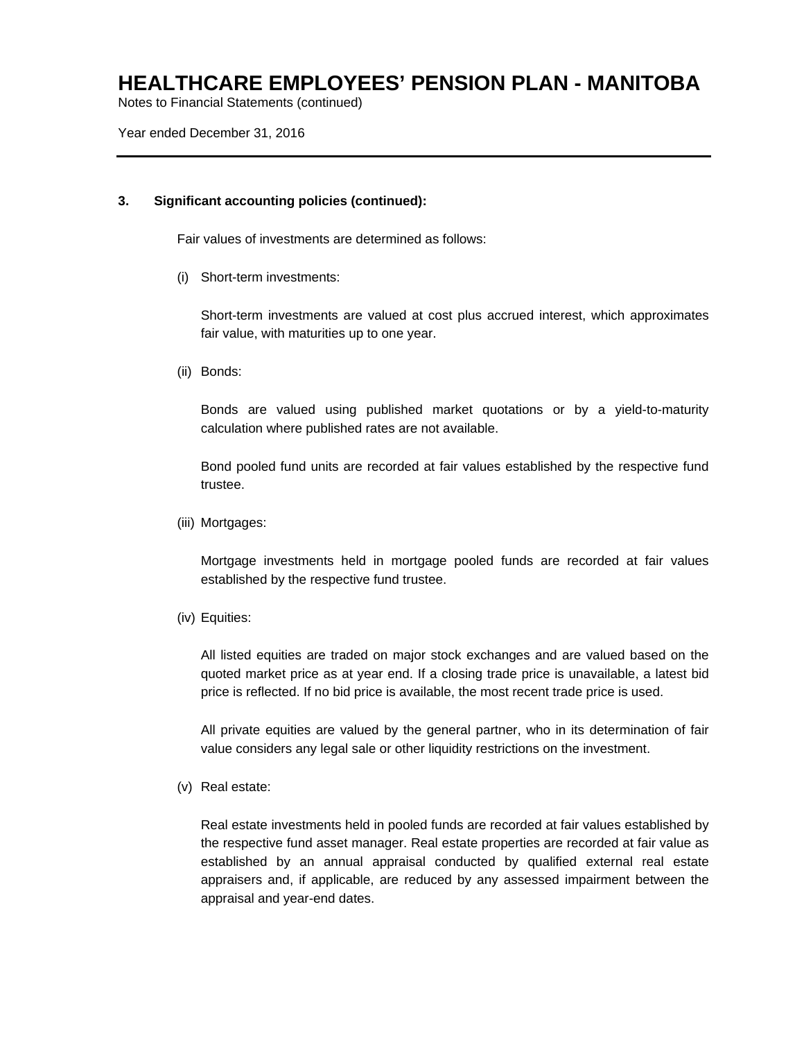### 3. Significant accounting policies (continued):

Fair values of investments are determined as follows:

(i) Short-term investments:

Short-term investments are valued at cost plus accrued interest, which approximates fair value, with maturities up to one year.

(ii) Bonds:

Bonds are valued using published market quotations or by a yield-to-maturity calculation where published rates are not available.

Bond pooled fund units are recorded at fair values established by the respective fund trustee.

(iii) Mortgages:

Mortgage investments held in mortgage pooled funds are recorded at fair values established by the respective fund trustee.

(iv) Equities:

All listed equities are traded on major stock exchanges and are valued based on the quoted market price as at year end. If a closing trade price is unavailable, a latest bid price is reflected. If no bid price is available, the most recent trade price is used.

All private equities are valued by the general partner, who in its determination of fair value considers any legal sale or other liquidity restrictions on the investment.

(v) Real estate:

Real estate investments held in pooled funds are recorded at fair values established by the respective fund asset manager. Real estate properties are recorded at fair value as established by an annual appraisal conducted by qualified external real estate appraisers and, if applicable, are reduced by any assessed impairment between the appraisal and year-end dates.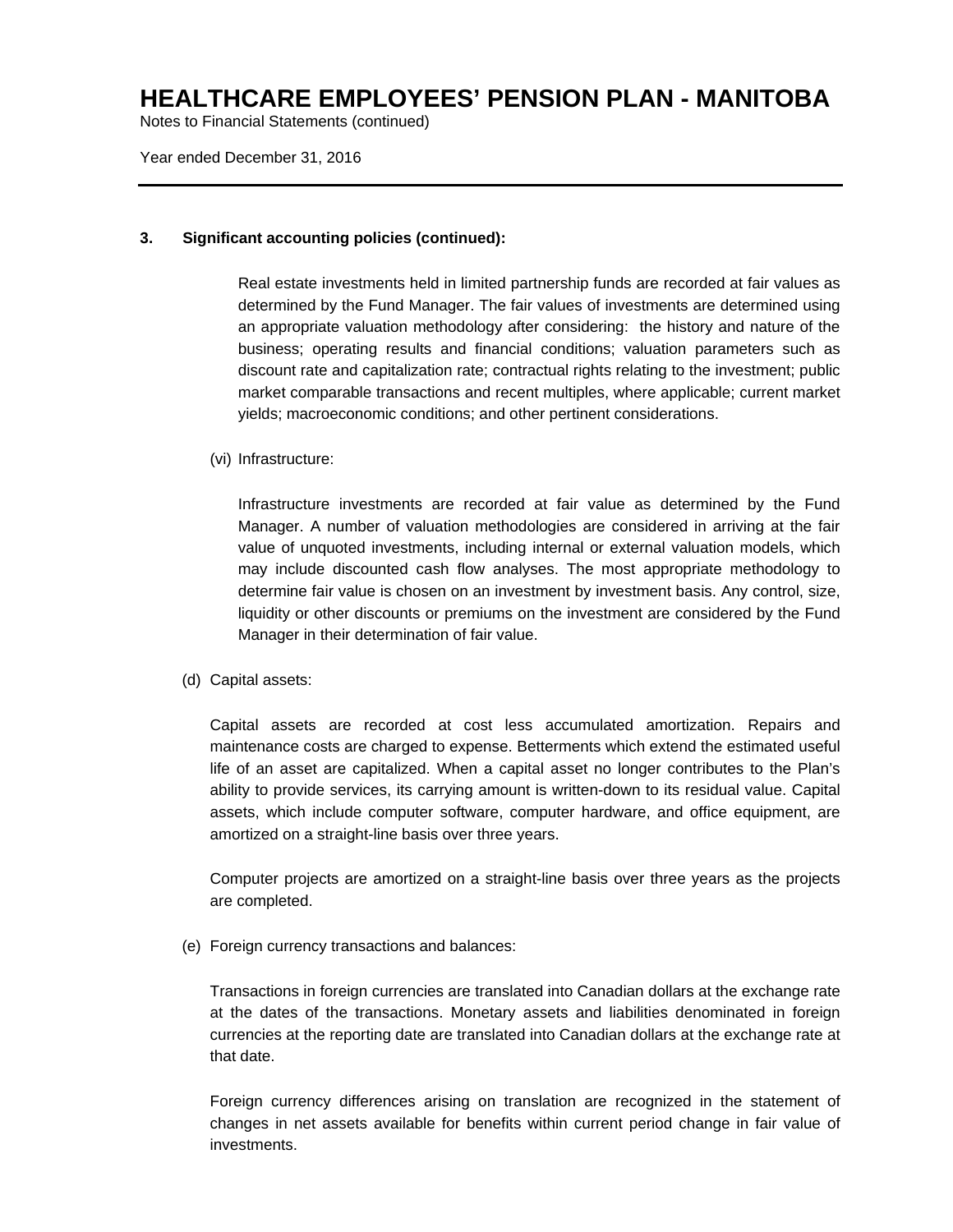**3. Significant accounting policies (continued):**

Real estate investments held in limited partnership funds are recorded at fair values as determined by the Fund Manager. The fair values of investments are determined using an appropriate valuation methodology after considering: the history and nature of the business; operating results and financial conditions; valuation parameters such as discount rate and capitalization rate; contractual rights relating to the investment; public market comparable transactions and recent multiples, where applicable; current market yields; macroeconomic conditions; and other pertinent considerations.

(vi) Infrastructure:

Infrastructure investments are recorded at fair value as determined by the Fund Manager. A number of valuation methodologies are considered in arriving at the fair value of unquoted investments, including internal or external valuation models, which may include discounted cash flow analyses. The most appropriate methodology to determine fair value is chosen on an investment by investment basis. Any control, size, liquidity or other discounts or premiums on the investment are considered by the Fund Manager in their determination of fair value.

(d) Capital assets:

Capital assets are recorded at cost less accumulated amortization. Repairs and maintenance costs are charged to expense. Betterments which extend the estimated useful life of an asset are capitalized. When a capital asset no longer contributes to the Plan's ability to provide services, its carrying amount is written-down to its residual value. Capital assets, which include computer software, computer hardware, and office equipment, are amortized on a straight-line basis over three years.

Computer projects are amortized on a straight-line basis over three years as the projects are completed.

(e) Foreign currency transactions and balances:

Transactions in foreign currencies are translated into Canadian dollars at the exchange rate at the dates of the transactions. Monetary assets and liabilities denominated in foreign currencies at the reporting date are translated into Canadian dollars at the exchange rate at that date.

Foreign currency differences arising on translation are recognized in the statement of changes in net assets available for benefits within current period change in fair value of investments.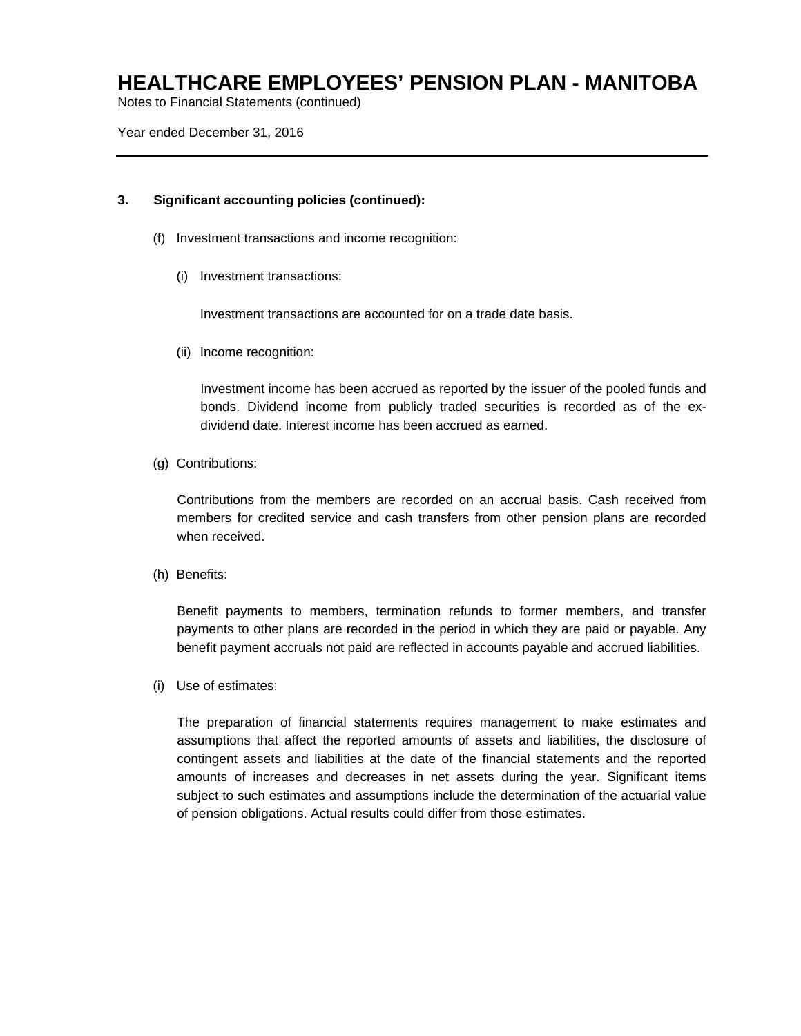### 3. Significant accounting policies (continued):

(f) Investment transactions and income recognition:

(i) Investment transactions:

Investment transactions are accounted for on a trade date basis.

(ii) Income recognition:

Investment income has been accrued as reported by the issuer of the pooled funds and bonds. Dividend income from publicly traded securities is recorded as of the ex-dividend date. Interest income has been accrued as earned.

(g) Contributions:

Contributions from the members are recorded on an accrual basis. Cash received from members for credited service and cash transfers from other pension plans are recorded when received.

(h) Benefits:

Benefit payments to members, termination refunds to former members, and transfer payments to other plans are recorded in the period in which they are paid or payable. Any benefit payment accruals not paid are reflected in accounts payable and accrued liabilities.

(i) Use of estimates:

The preparation of financial statements requires management to make estimates and assumptions that affect the reported amounts of assets and liabilities, the disclosure of contingent assets and liabilities at the date of the financial statements and the reported amounts of increases and decreases in net assets during the year. Significant items subject to such estimates and assumptions include the determination of the actuarial value of pension obligations. Actual results could differ from those estimates.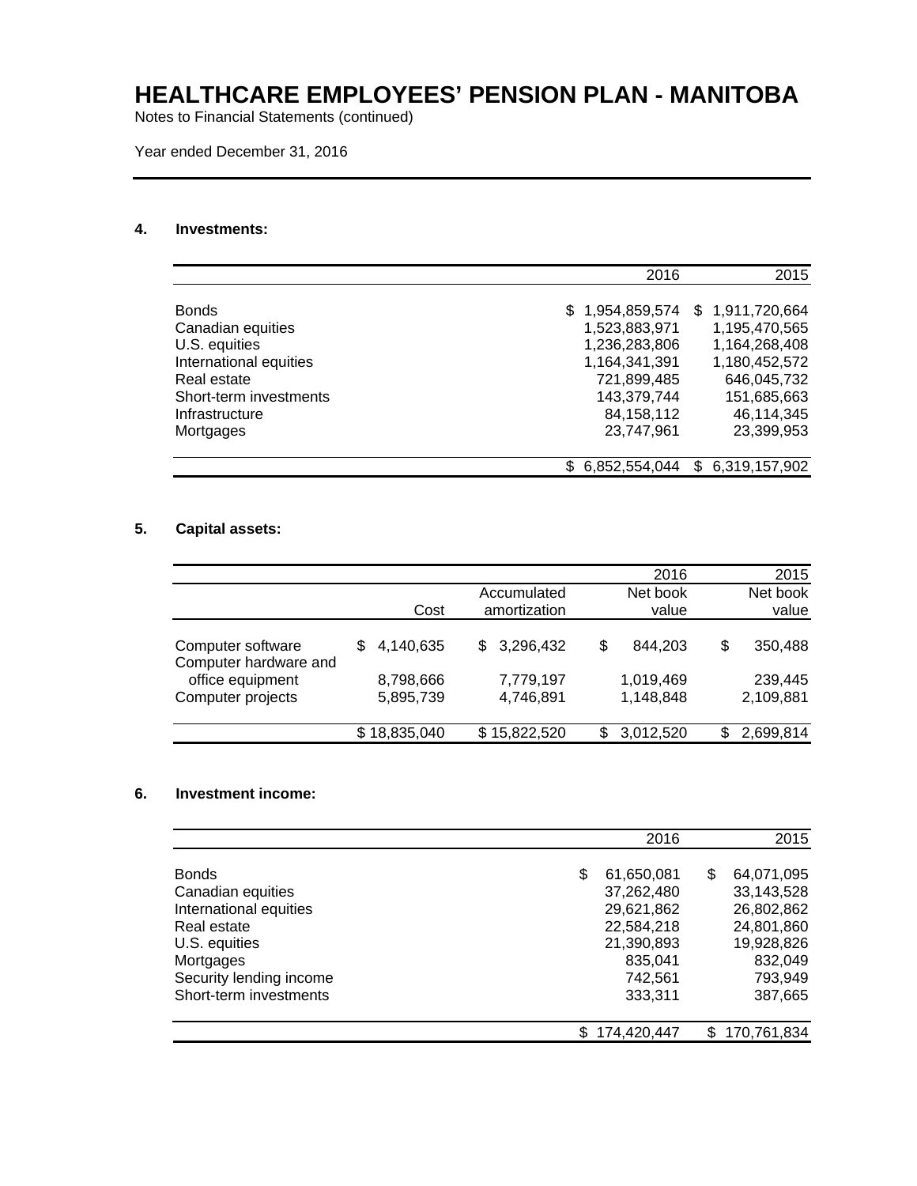# HEALTHCARE EMPLOYEES' PENSION PLAN - MANITOBA

Notes to Financial Statements (continued)

Year ended December 31, 2016

### 4. Investments:

| | 2016 | 2015 |
|---|---|---|
| Bonds | $ 1,954,859,574 | $ 1,911,720,664 |
| Canadian equities | 1,523,883,971 | 1,195,470,565 |
| U.S. equities | 1,236,283,806 | 1,164,268,408 |
| International equities | 1,164,341,391 | 1,180,452,572 |
| Real estate | 721,899,485 | 646,045,732 |
| Short-term investments | 143,379,744 | 151,685,663 |
| Infrastructure | 84,158,112 | 46,114,345 |
| Mortgages | 23,747,961 | 23,399,953 |
| | $ 6,852,554,044 | $ 6,319,157,902 |

### 5. Capital assets:

| | | | 2016 | 2015 |
|---|---|---|---|---|
| | Cost | Accumulated amortization | Net book value | Net book value |
| Computer software | $ 4,140,635 | $ 3,296,432 | $ 844,203 | $ 350,488 |
| Computer hardware and office equipment | 8,798,666 | 7,779,197 | 1,019,469 | 239,445 |
| Computer projects | 5,895,739 | 4,746,891 | 1,148,848 | 2,109,881 |
| | $ 18,835,040 | $ 15,822,520 | $ 3,012,520 | $ 2,699,814 |

### 6. Investment income:

| | 2016 | 2015 |
|---|---|---|
| Bonds | $ 61,650,081 | $ 64,071,095 |
| Canadian equities | 37,262,480 | 33,143,528 |
| International equities | 29,621,862 | 26,802,862 |
| Real estate | 22,584,218 | 24,801,860 |
| U.S. equities | 21,390,893 | 19,928,826 |
| Mortgages | 835,041 | 832,049 |
| Security lending income | 742,561 | 793,949 |
| Short-term investments | 333,311 | 387,665 |
| | $ 174,420,447 | $ 170,761,834 |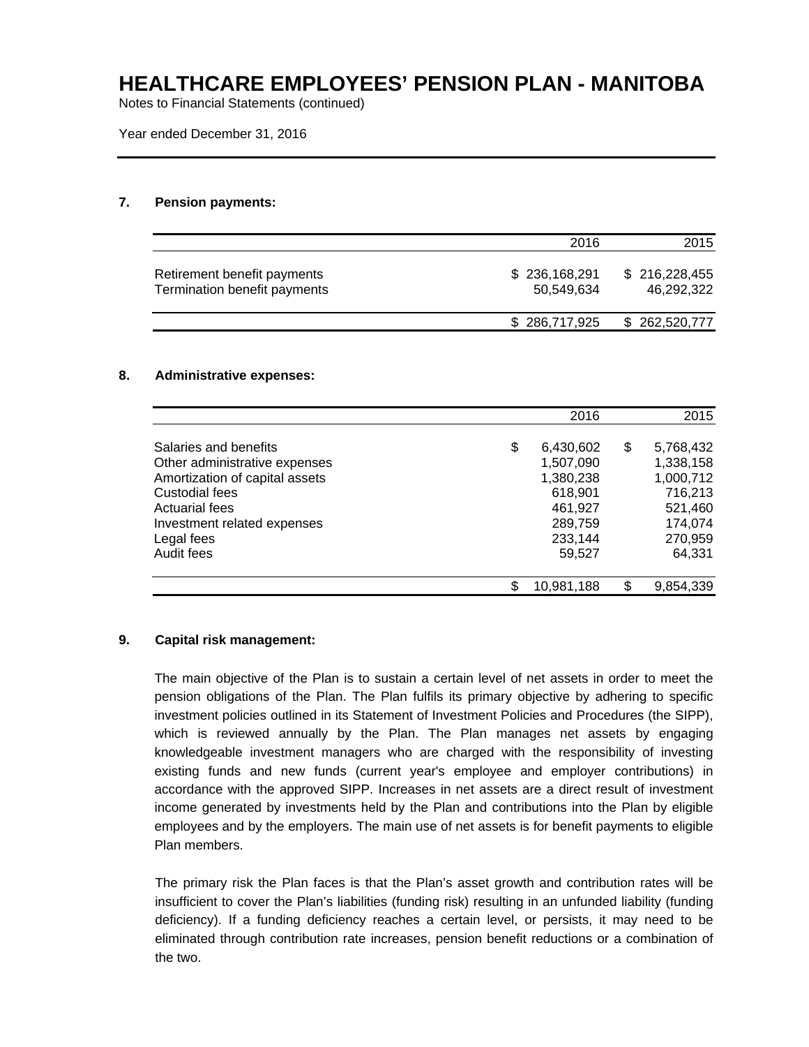# HEALTHCARE EMPLOYEES' PENSION PLAN - MANITOBA

Notes to Financial Statements (continued)

Year ended December 31, 2016

## 7. Pension payments:

| | 2016 | 2015 |
|---|---|---|
| Retirement benefit payments | $ 236,168,291 | $ 216,228,455 |
| Termination benefit payments | 50,549,634 | 46,292,322 |
| | $ 286,717,925 | $ 262,520,777 |

## 8. Administrative expenses:

| | 2016 | 2015 |
|---|---|---|
| Salaries and benefits | $ 6,430,602 | $ 5,768,432 |
| Other administrative expenses | 1,507,090 | 1,338,158 |
| Amortization of capital assets | 1,380,238 | 1,000,712 |
| Custodial fees | 618,901 | 716,213 |
| Actuarial fees | 461,927 | 521,460 |
| Investment related expenses | 289,759 | 174,074 |
| Legal fees | 233,144 | 270,959 |
| Audit fees | 59,527 | 64,331 |
| | $ 10,981,188 | $ 9,854,339 |

## 9. Capital risk management:

The main objective of the Plan is to sustain a certain level of net assets in order to meet the pension obligations of the Plan. The Plan fulfils its primary objective by adhering to specific investment policies outlined in its Statement of Investment Policies and Procedures (the SIPP), which is reviewed annually by the Plan. The Plan manages net assets by engaging knowledgeable investment managers who are charged with the responsibility of investing existing funds and new funds (current year's employee and employer contributions) in accordance with the approved SIPP. Increases in net assets are a direct result of investment income generated by investments held by the Plan and contributions into the Plan by eligible employees and by the employers. The main use of net assets is for benefit payments to eligible Plan members.

The primary risk the Plan faces is that the Plan's asset growth and contribution rates will be insufficient to cover the Plan's liabilities (funding risk) resulting in an unfunded liability (funding deficiency). If a funding deficiency reaches a certain level, or persists, it may need to be eliminated through contribution rate increases, pension benefit reductions or a combination of the two.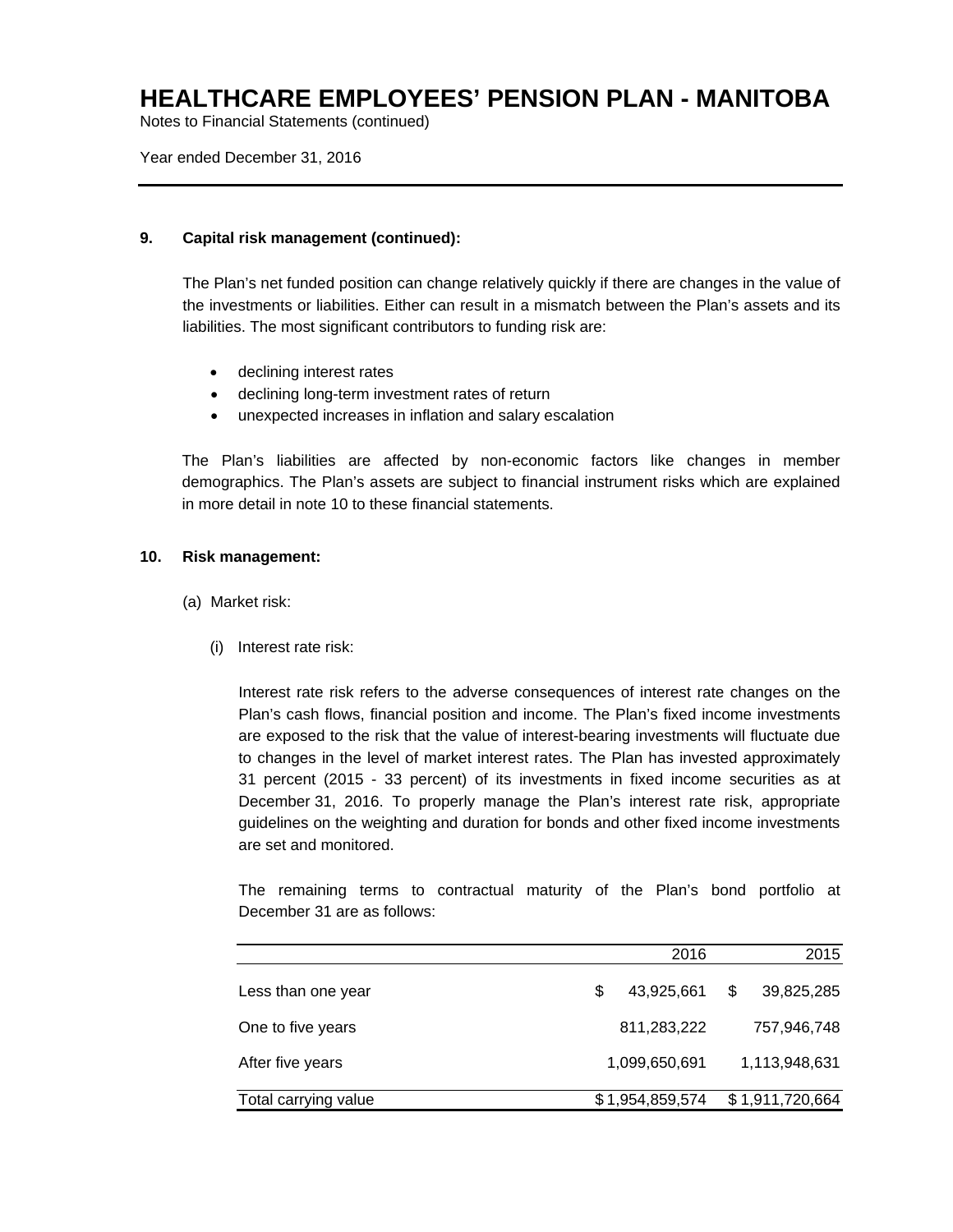### 9. Capital risk management (continued):

The Plan's net funded position can change relatively quickly if there are changes in the value of the investments or liabilities. Either can result in a mismatch between the Plan's assets and its liabilities. The most significant contributors to funding risk are:

- declining interest rates
- declining long-term investment rates of return
- unexpected increases in inflation and salary escalation

The Plan's liabilities are affected by non-economic factors like changes in member demographics. The Plan's assets are subject to financial instrument risks which are explained in more detail in note 10 to these financial statements.

### 10. Risk management:

(a) Market risk:

(i) Interest rate risk:

Interest rate risk refers to the adverse consequences of interest rate changes on the Plan's cash flows, financial position and income. The Plan's fixed income investments are exposed to the risk that the value of interest-bearing investments will fluctuate due to changes in the level of market interest rates. The Plan has invested approximately 31 percent (2015 - 33 percent) of its investments in fixed income securities as at December 31, 2016. To properly manage the Plan's interest rate risk, appropriate guidelines on the weighting and duration for bonds and other fixed income investments are set and monitored.

The remaining terms to contractual maturity of the Plan's bond portfolio at December 31 are as follows:

| | 2016 | 2015 |
|---|---|---|
| Less than one year | $ 43,925,661 | $ 39,825,285 |
| One to five years | 811,283,222 | 757,946,748 |
| After five years | 1,099,650,691 | 1,113,948,631 |
| Total carrying value | $ 1,954,859,574 | $ 1,911,720,664 |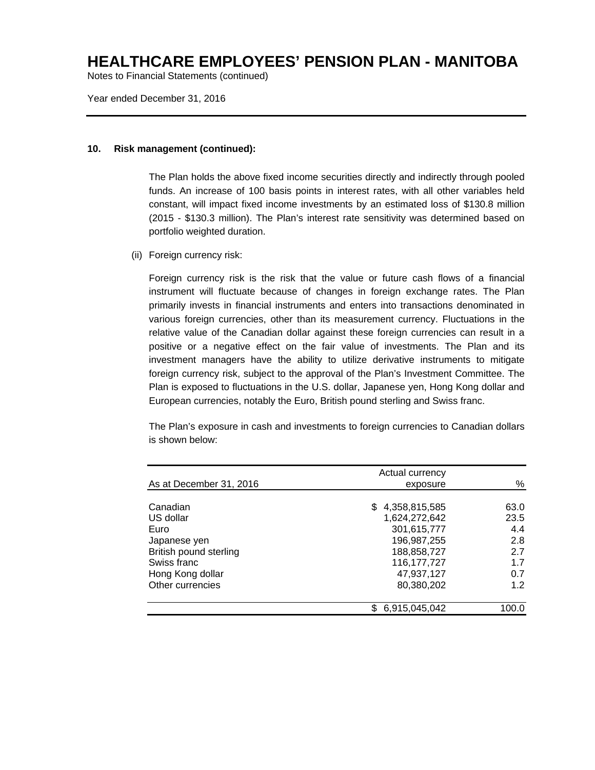## 10. Risk management (continued):

The Plan holds the above fixed income securities directly and indirectly through pooled funds. An increase of 100 basis points in interest rates, with all other variables held constant, will impact fixed income investments by an estimated loss of $130.8 million (2015 - $130.3 million). The Plan's interest rate sensitivity was determined based on portfolio weighted duration.

(ii) Foreign currency risk:

Foreign currency risk is the risk that the value or future cash flows of a financial instrument will fluctuate because of changes in foreign exchange rates. The Plan primarily invests in financial instruments and enters into transactions denominated in various foreign currencies, other than its measurement currency. Fluctuations in the relative value of the Canadian dollar against these foreign currencies can result in a positive or a negative effect on the fair value of investments. The Plan and its investment managers have the ability to utilize derivative instruments to mitigate foreign currency risk, subject to the approval of the Plan's Investment Committee. The Plan is exposed to fluctuations in the U.S. dollar, Japanese yen, Hong Kong dollar and European currencies, notably the Euro, British pound sterling and Swiss franc.

The Plan's exposure in cash and investments to foreign currencies to Canadian dollars is shown below:

| As at December 31, 2016 | Actual currency exposure | % |
|---|---:|---:|
| Canadian | $ 4,358,815,585 | 63.0 |
| US dollar | 1,624,272,642 | 23.5 |
| Euro | 301,615,777 | 4.4 |
| Japanese yen | 196,987,255 | 2.8 |
| British pound sterling | 188,858,727 | 2.7 |
| Swiss franc | 116,177,727 | 1.7 |
| Hong Kong dollar | 47,937,127 | 0.7 |
| Other currencies | 80,380,202 | 1.2 |
| | $ 6,915,045,042 | 100.0 |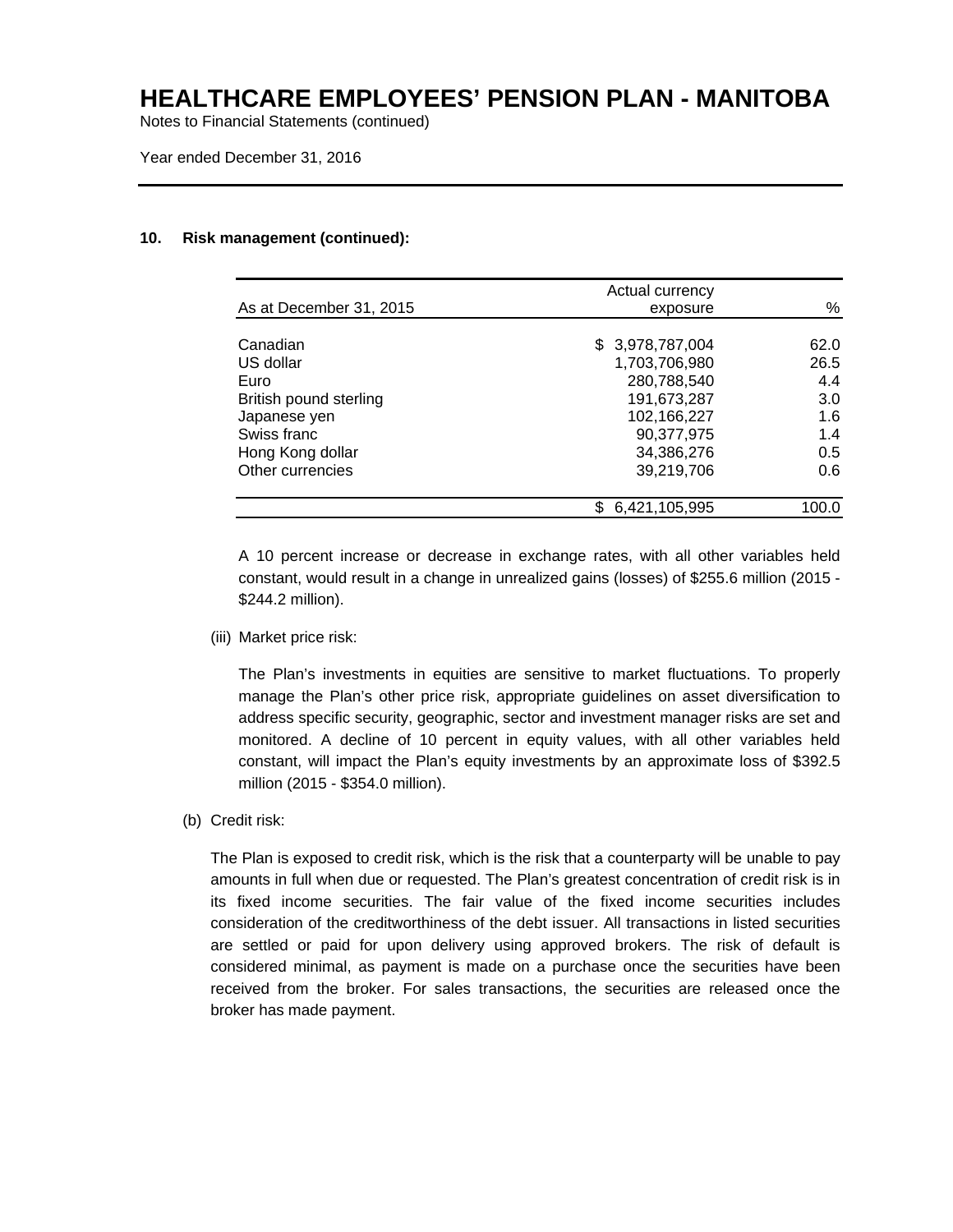**10. Risk management (continued):**

| As at December 31, 2015 | Actual currency exposure | % |
|---|---|---|
| Canadian | $ 3,978,787,004 | 62.0 |
| US dollar | 1,703,706,980 | 26.5 |
| Euro | 280,788,540 | 4.4 |
| British pound sterling | 191,673,287 | 3.0 |
| Japanese yen | 102,166,227 | 1.6 |
| Swiss franc | 90,377,975 | 1.4 |
| Hong Kong dollar | 34,386,276 | 0.5 |
| Other currencies | 39,219,706 | 0.6 |
| | $ 6,421,105,995 | 100.0 |

A 10 percent increase or decrease in exchange rates, with all other variables held constant, would result in a change in unrealized gains (losses) of $255.6 million (2015 - $244.2 million).

(iii) Market price risk:

The Plan's investments in equities are sensitive to market fluctuations. To properly manage the Plan's other price risk, appropriate guidelines on asset diversification to address specific security, geographic, sector and investment manager risks are set and monitored. A decline of 10 percent in equity values, with all other variables held constant, will impact the Plan's equity investments by an approximate loss of $392.5 million (2015 - $354.0 million).

(b) Credit risk:

The Plan is exposed to credit risk, which is the risk that a counterparty will be unable to pay amounts in full when due or requested. The Plan's greatest concentration of credit risk is in its fixed income securities. The fair value of the fixed income securities includes consideration of the creditworthiness of the debt issuer. All transactions in listed securities are settled or paid for upon delivery using approved brokers. The risk of default is considered minimal, as payment is made on a purchase once the securities have been received from the broker. For sales transactions, the securities are released once the broker has made payment.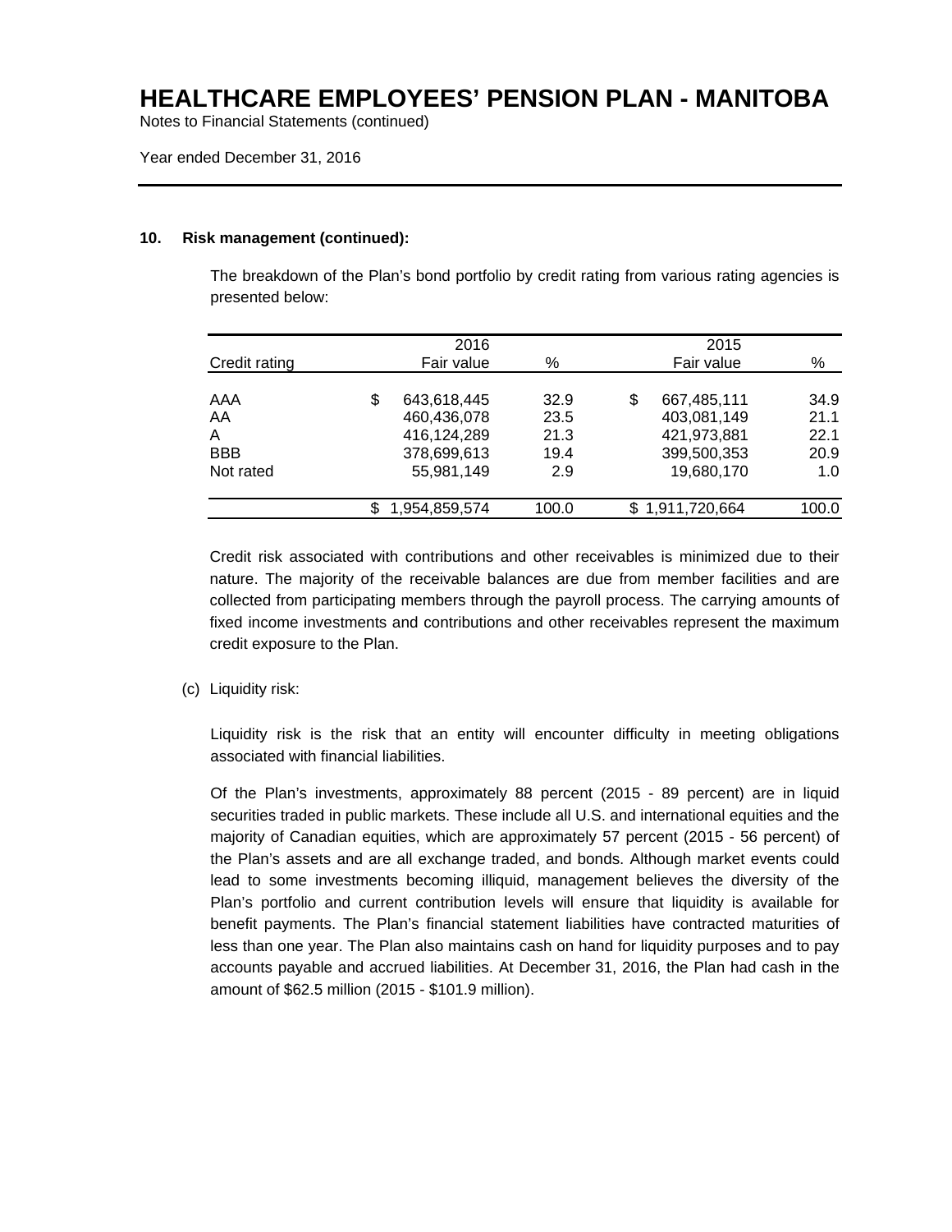# HEALTHCARE EMPLOYEES' PENSION PLAN - MANITOBA

Notes to Financial Statements (continued)

Year ended December 31, 2016

### 10. Risk management (continued):

The breakdown of the Plan's bond portfolio by credit rating from various rating agencies is presented below:

| Credit rating | 2016 Fair value | % | 2015 Fair value | % |
|---|---|---|---|---|
| AAA | $ 643,618,445 | 32.9 | $ 667,485,111 | 34.9 |
| AA | 460,436,078 | 23.5 | 403,081,149 | 21.1 |
| A | 416,124,289 | 21.3 | 421,973,881 | 22.1 |
| BBB | 378,699,613 | 19.4 | 399,500,353 | 20.9 |
| Not rated | 55,981,149 | 2.9 | 19,680,170 | 1.0 |
| | $ 1,954,859,574 | 100.0 | $ 1,911,720,664 | 100.0 |

Credit risk associated with contributions and other receivables is minimized due to their nature. The majority of the receivable balances are due from member facilities and are collected from participating members through the payroll process. The carrying amounts of fixed income investments and contributions and other receivables represent the maximum credit exposure to the Plan.

(c) Liquidity risk:

Liquidity risk is the risk that an entity will encounter difficulty in meeting obligations associated with financial liabilities.

Of the Plan's investments, approximately 88 percent (2015 - 89 percent) are in liquid securities traded in public markets. These include all U.S. and international equities and the majority of Canadian equities, which are approximately 57 percent (2015 - 56 percent) of the Plan's assets and are all exchange traded, and bonds. Although market events could lead to some investments becoming illiquid, management believes the diversity of the Plan's portfolio and current contribution levels will ensure that liquidity is available for benefit payments. The Plan's financial statement liabilities have contracted maturities of less than one year. The Plan also maintains cash on hand for liquidity purposes and to pay accounts payable and accrued liabilities. At December 31, 2016, the Plan had cash in the amount of $62.5 million (2015 - $101.9 million).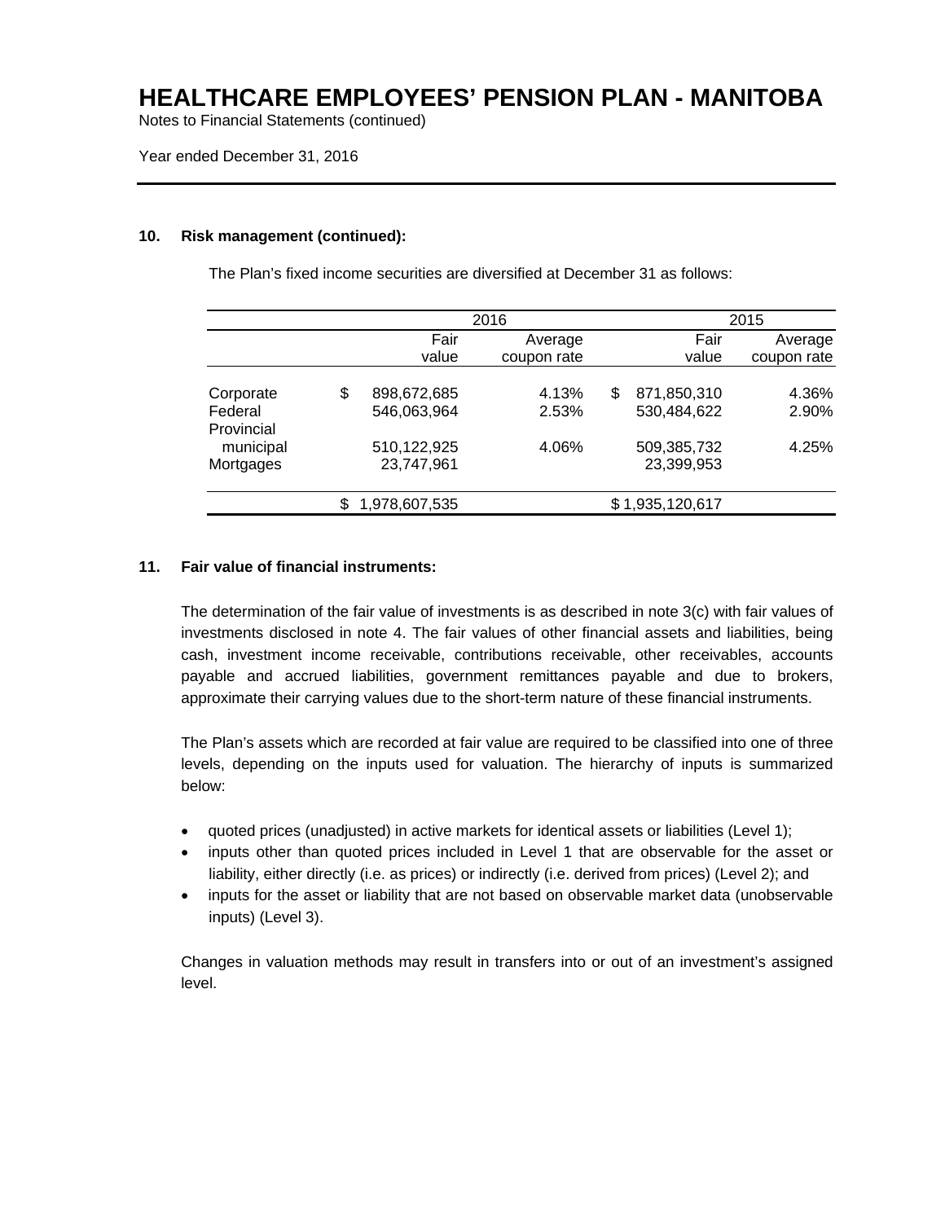# HEALTHCARE EMPLOYEES' PENSION PLAN - MANITOBA

Notes to Financial Statements (continued)

Year ended December 31, 2016

### 10. Risk management (continued):

The Plan's fixed income securities are diversified at December 31 as follows:

| | 2016 | | 2015 | |
|---|---|---|---|---|
| | Fair value | Average coupon rate | Fair value | Average coupon rate |
| Corporate | $ 898,672,685 | 4.13% | $ 871,850,310 | 4.36% |
| Federal | 546,063,964 | 2.53% | 530,484,622 | 2.90% |
| Provincial municipal | 510,122,925 | 4.06% | 509,385,732 | 4.25% |
| Mortgages | 23,747,961 | | 23,399,953 | |
| | $ 1,978,607,535 | | $ 1,935,120,617 | |

### 11. Fair value of financial instruments:

The determination of the fair value of investments is as described in note 3(c) with fair values of investments disclosed in note 4. The fair values of other financial assets and liabilities, being cash, investment income receivable, contributions receivable, other receivables, accounts payable and accrued liabilities, government remittances payable and due to brokers, approximate their carrying values due to the short-term nature of these financial instruments.

The Plan's assets which are recorded at fair value are required to be classified into one of three levels, depending on the inputs used for valuation. The hierarchy of inputs is summarized below:

- quoted prices (unadjusted) in active markets for identical assets or liabilities (Level 1);
- inputs other than quoted prices included in Level 1 that are observable for the asset or liability, either directly (i.e. as prices) or indirectly (i.e. derived from prices) (Level 2); and
- inputs for the asset or liability that are not based on observable market data (unobservable inputs) (Level 3).

Changes in valuation methods may result in transfers into or out of an investment's assigned level.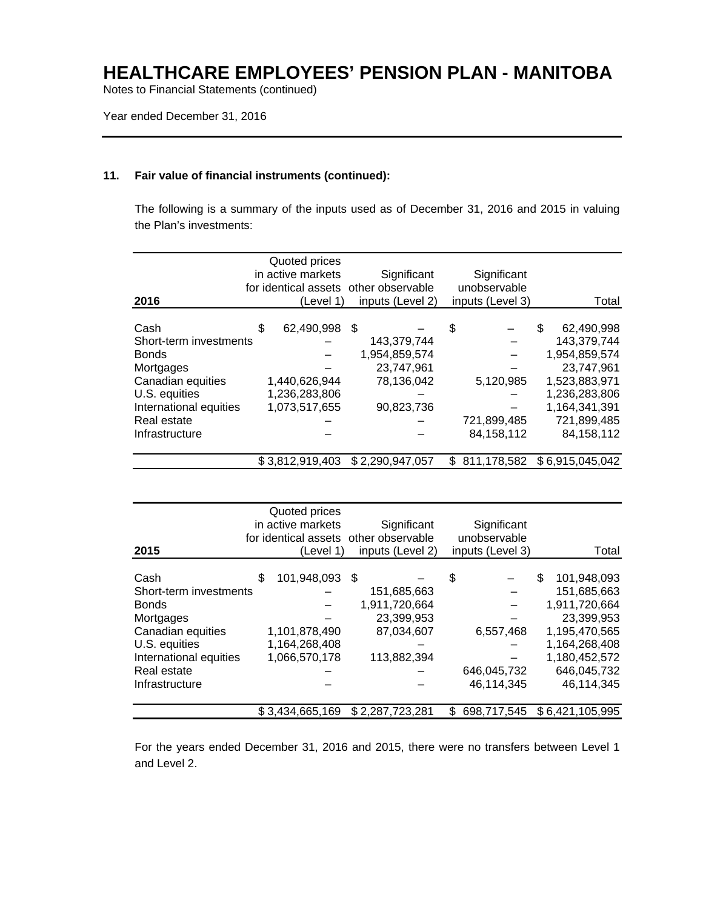# HEALTHCARE EMPLOYEES' PENSION PLAN - MANITOBA

Notes to Financial Statements (continued)

Year ended December 31, 2016

## 11. Fair value of financial instruments (continued):

The following is a summary of the inputs used as of December 31, 2016 and 2015 in valuing the Plan's investments:

| 2016 | Quoted prices in active markets for identical assets (Level 1) | Significant other observable inputs (Level 2) | Significant unobservable inputs (Level 3) | Total |
|---|---|---|---|---|
| Cash | $ 62,490,998 | $ – | $ – | $ 62,490,998 |
| Short-term investments | – | 143,379,744 | – | 143,379,744 |
| Bonds | – | 1,954,859,574 | – | 1,954,859,574 |
| Mortgages | – | 23,747,961 | – | 23,747,961 |
| Canadian equities | 1,440,626,944 | 78,136,042 | 5,120,985 | 1,523,883,971 |
| U.S. equities | 1,236,283,806 | – | – | 1,236,283,806 |
| International equities | 1,073,517,655 | 90,823,736 | – | 1,164,341,391 |
| Real estate | – | – | 721,899,485 | 721,899,485 |
| Infrastructure | – | – | 84,158,112 | 84,158,112 |
| | $ 3,812,919,403 | $ 2,290,947,057 | $ 811,178,582 | $ 6,915,045,042 |

| 2015 | Quoted prices in active markets for identical assets (Level 1) | Significant other observable inputs (Level 2) | Significant unobservable inputs (Level 3) | Total |
|---|---|---|---|---|
| Cash | $ 101,948,093 | $ – | $ – | $ 101,948,093 |
| Short-term investments | – | 151,685,663 | – | 151,685,663 |
| Bonds | – | 1,911,720,664 | – | 1,911,720,664 |
| Mortgages | – | 23,399,953 | – | 23,399,953 |
| Canadian equities | 1,101,878,490 | 87,034,607 | 6,557,468 | 1,195,470,565 |
| U.S. equities | 1,164,268,408 | – | – | 1,164,268,408 |
| International equities | 1,066,570,178 | 113,882,394 | – | 1,180,452,572 |
| Real estate | – | – | 646,045,732 | 646,045,732 |
| Infrastructure | – | – | 46,114,345 | 46,114,345 |
| | $ 3,434,665,169 | $ 2,287,723,281 | $ 698,717,545 | $ 6,421,105,995 |

For the years ended December 31, 2016 and 2015, there were no transfers between Level 1 and Level 2.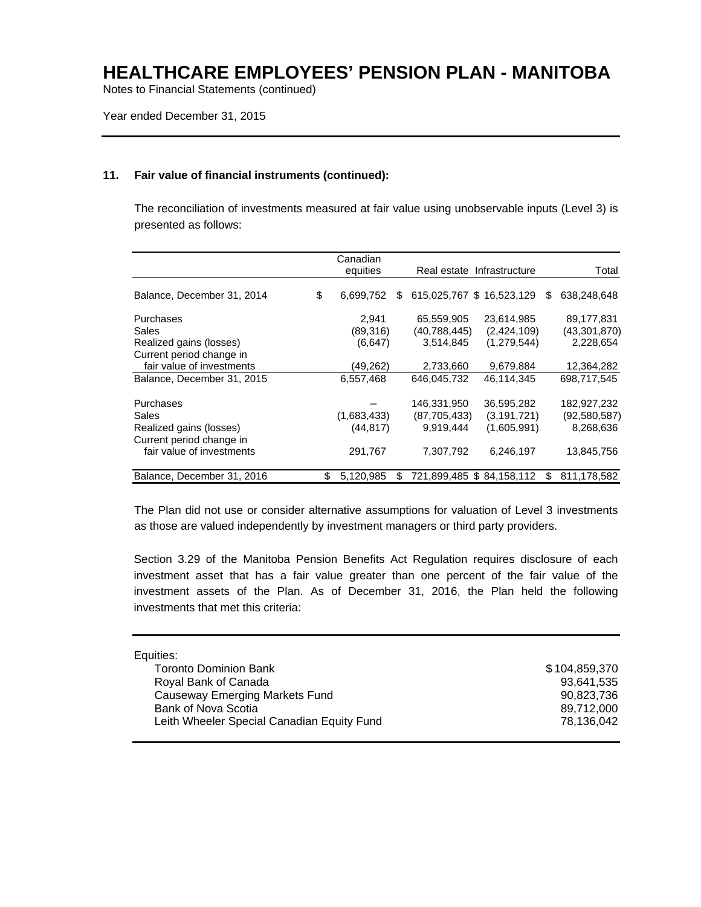# HEALTHCARE EMPLOYEES' PENSION PLAN - MANITOBA

Notes to Financial Statements (continued)

Year ended December 31, 2015

## 11. Fair value of financial instruments (continued):

The reconciliation of investments measured at fair value using unobservable inputs (Level 3) is presented as follows:

| | Canadian equities | Real estate | Infrastructure | Total |
|---|---|---|---|---|
| Balance, December 31, 2014 | $ 6,699,752 | $ 615,025,767 | $ 16,523,129 | $ 638,248,648 |
| Purchases | 2,941 | 65,559,905 | 23,614,985 | 89,177,831 |
| Sales | (89,316) | (40,788,445) | (2,424,109) | (43,301,870) |
| Realized gains (losses) | (6,647) | 3,514,845 | (1,279,544) | 2,228,654 |
| Current period change in fair value of investments | (49,262) | 2,733,660 | 9,679,884 | 12,364,282 |
| Balance, December 31, 2015 | 6,557,468 | 646,045,732 | 46,114,345 | 698,717,545 |
| Purchases | – | 146,331,950 | 36,595,282 | 182,927,232 |
| Sales | (1,683,433) | (87,705,433) | (3,191,721) | (92,580,587) |
| Realized gains (losses) | (44,817) | 9,919,444 | (1,605,991) | 8,268,636 |
| Current period change in fair value of investments | 291,767 | 7,307,792 | 6,246,197 | 13,845,756 |
| Balance, December 31, 2016 | $ 5,120,985 | $ 721,899,485 | $ 84,158,112 | $ 811,178,582 |

The Plan did not use or consider alternative assumptions for valuation of Level 3 investments as those are valued independently by investment managers or third party providers.

Section 3.29 of the Manitoba Pension Benefits Act Regulation requires disclosure of each investment asset that has a fair value greater than one percent of the fair value of the investment assets of the Plan. As of December 31, 2016, the Plan held the following investments that met this criteria:

| Equities: | |
|---|---|
| Toronto Dominion Bank | $ 104,859,370 |
| Royal Bank of Canada | 93,641,535 |
| Causeway Emerging Markets Fund | 90,823,736 |
| Bank of Nova Scotia | 89,712,000 |
| Leith Wheeler Special Canadian Equity Fund | 78,136,042 |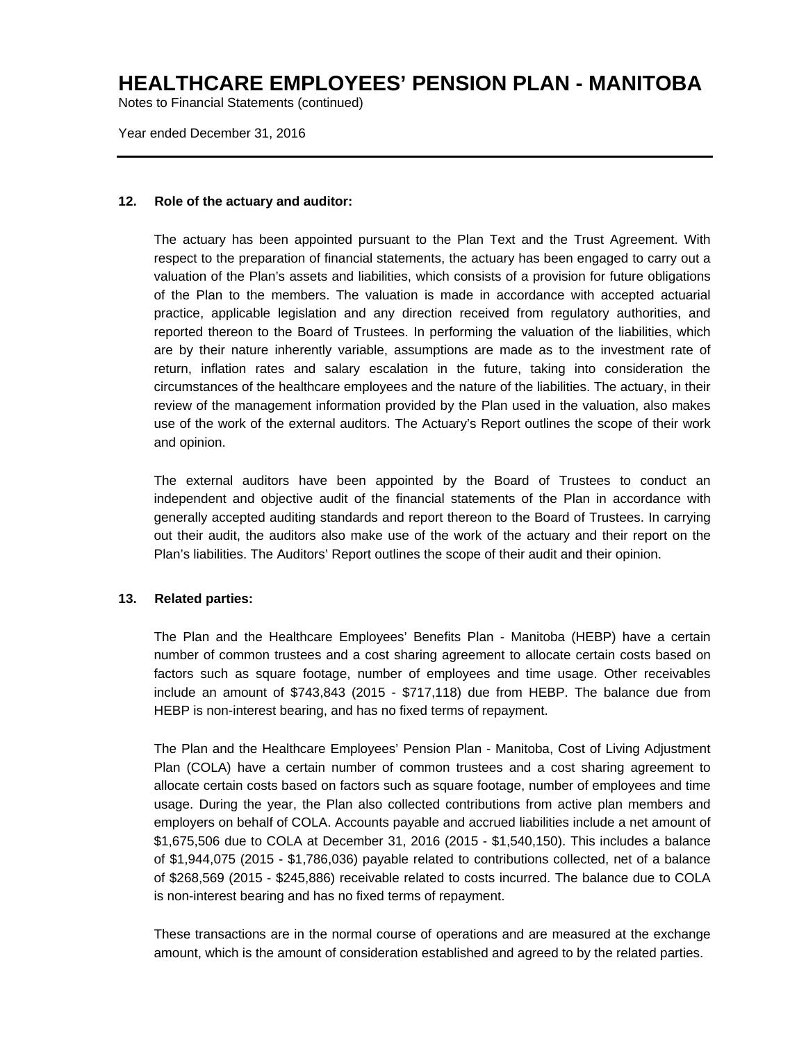## 12. Role of the actuary and auditor:

The actuary has been appointed pursuant to the Plan Text and the Trust Agreement. With respect to the preparation of financial statements, the actuary has been engaged to carry out a valuation of the Plan's assets and liabilities, which consists of a provision for future obligations of the Plan to the members. The valuation is made in accordance with accepted actuarial practice, applicable legislation and any direction received from regulatory authorities, and reported thereon to the Board of Trustees. In performing the valuation of the liabilities, which are by their nature inherently variable, assumptions are made as to the investment rate of return, inflation rates and salary escalation in the future, taking into consideration the circumstances of the healthcare employees and the nature of the liabilities. The actuary, in their review of the management information provided by the Plan used in the valuation, also makes use of the work of the external auditors. The Actuary's Report outlines the scope of their work and opinion.

The external auditors have been appointed by the Board of Trustees to conduct an independent and objective audit of the financial statements of the Plan in accordance with generally accepted auditing standards and report thereon to the Board of Trustees. In carrying out their audit, the auditors also make use of the work of the actuary and their report on the Plan's liabilities. The Auditors' Report outlines the scope of their audit and their opinion.

## 13. Related parties:

The Plan and the Healthcare Employees' Benefits Plan - Manitoba (HEBP) have a certain number of common trustees and a cost sharing agreement to allocate certain costs based on factors such as square footage, number of employees and time usage. Other receivables include an amount of $743,843 (2015 - $717,118) due from HEBP. The balance due from HEBP is non-interest bearing, and has no fixed terms of repayment.

The Plan and the Healthcare Employees' Pension Plan - Manitoba, Cost of Living Adjustment Plan (COLA) have a certain number of common trustees and a cost sharing agreement to allocate certain costs based on factors such as square footage, number of employees and time usage. During the year, the Plan also collected contributions from active plan members and employers on behalf of COLA. Accounts payable and accrued liabilities include a net amount of $1,675,506 due to COLA at December 31, 2016 (2015 - $1,540,150). This includes a balance of $1,944,075 (2015 - $1,786,036) payable related to contributions collected, net of a balance of $268,569 (2015 - $245,886) receivable related to costs incurred. The balance due to COLA is non-interest bearing and has no fixed terms of repayment.

These transactions are in the normal course of operations and are measured at the exchange amount, which is the amount of consideration established and agreed to by the related parties.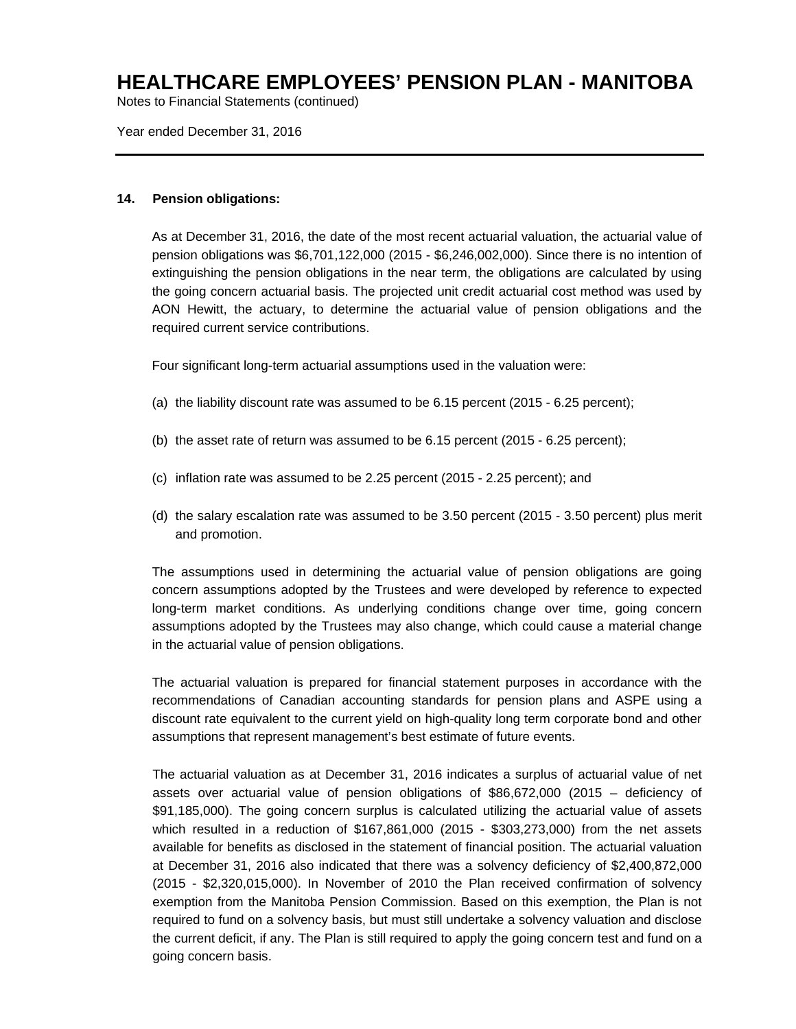# HEALTHCARE EMPLOYEES' PENSION PLAN - MANITOBA

Notes to Financial Statements (continued)

Year ended December 31, 2016

---

**14. Pension obligations:**

As at December 31, 2016, the date of the most recent actuarial valuation, the actuarial value of pension obligations was $6,701,122,000 (2015 - $6,246,002,000). Since there is no intention of extinguishing the pension obligations in the near term, the obligations are calculated by using the going concern actuarial basis. The projected unit credit actuarial cost method was used by AON Hewitt, the actuary, to determine the actuarial value of pension obligations and the required current service contributions.

Four significant long-term actuarial assumptions used in the valuation were:

(a) the liability discount rate was assumed to be 6.15 percent (2015 - 6.25 percent);

(b) the asset rate of return was assumed to be 6.15 percent (2015 - 6.25 percent);

(c) inflation rate was assumed to be 2.25 percent (2015 - 2.25 percent); and

(d) the salary escalation rate was assumed to be 3.50 percent (2015 - 3.50 percent) plus merit and promotion.

The assumptions used in determining the actuarial value of pension obligations are going concern assumptions adopted by the Trustees and were developed by reference to expected long-term market conditions. As underlying conditions change over time, going concern assumptions adopted by the Trustees may also change, which could cause a material change in the actuarial value of pension obligations.

The actuarial valuation is prepared for financial statement purposes in accordance with the recommendations of Canadian accounting standards for pension plans and ASPE using a discount rate equivalent to the current yield on high-quality long term corporate bond and other assumptions that represent management's best estimate of future events.

The actuarial valuation as at December 31, 2016 indicates a surplus of actuarial value of net assets over actuarial value of pension obligations of $86,672,000 (2015 – deficiency of $91,185,000). The going concern surplus is calculated utilizing the actuarial value of assets which resulted in a reduction of $167,861,000 (2015 - $303,273,000) from the net assets available for benefits as disclosed in the statement of financial position. The actuarial valuation at December 31, 2016 also indicated that there was a solvency deficiency of $2,400,872,000 (2015 - $2,320,015,000). In November of 2010 the Plan received confirmation of solvency exemption from the Manitoba Pension Commission. Based on this exemption, the Plan is not required to fund on a solvency basis, but must still undertake a solvency valuation and disclose the current deficit, if any. The Plan is still required to apply the going concern test and fund on a going concern basis.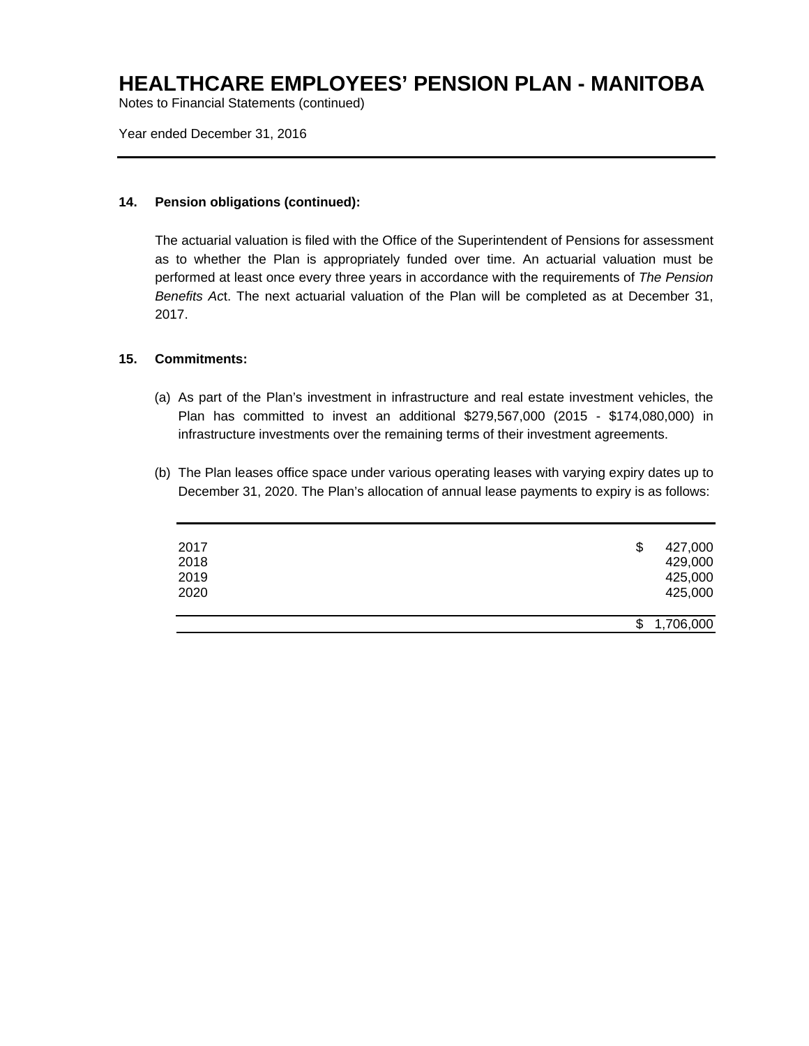# HEALTHCARE EMPLOYEES' PENSION PLAN - MANITOBA

Notes to Financial Statements (continued)

Year ended December 31, 2016

---

**14. Pension obligations (continued):**

The actuarial valuation is filed with the Office of the Superintendent of Pensions for assessment as to whether the Plan is appropriately funded over time. An actuarial valuation must be performed at least once every three years in accordance with the requirements of *The Pension Benefits Ac*t. The next actuarial valuation of the Plan will be completed as at December 31, 2017.

**15. Commitments:**

(a) As part of the Plan's investment in infrastructure and real estate investment vehicles, the Plan has committed to invest an additional $279,567,000 (2015 - $174,080,000) in infrastructure investments over the remaining terms of their investment agreements.

(b) The Plan leases office space under various operating leases with varying expiry dates up to December 31, 2020. The Plan's allocation of annual lease payments to expiry is as follows:

| | |
|---|---|
| 2017 | $ 427,000 |
| 2018 | 429,000 |
| 2019 | 425,000 |
| 2020 | 425,000 |
| | $ 1,706,000 |